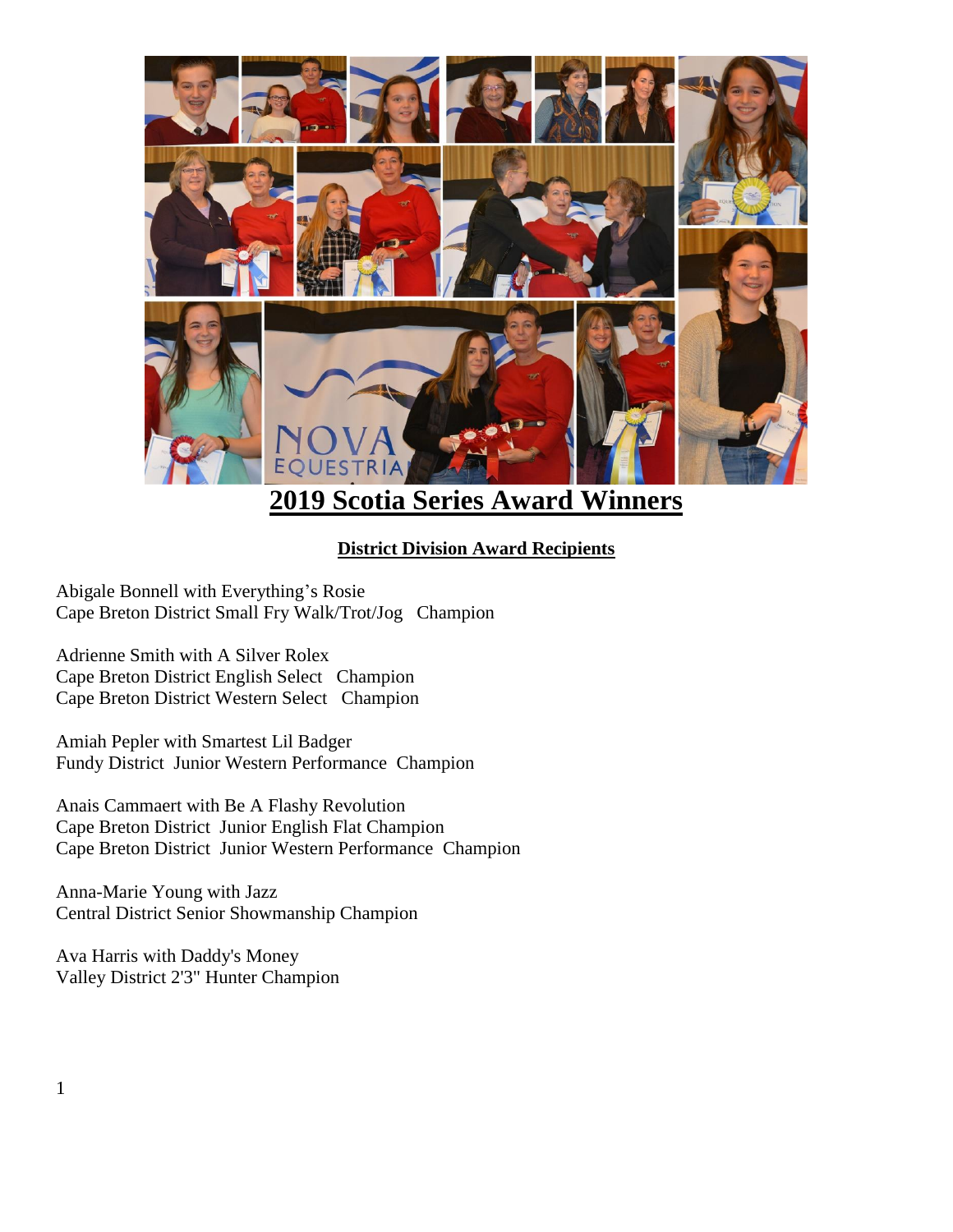# 2019 Scotia Series Award Winners

## District Division Award Recipients

Abigale Bonnell with Everything's Rosie
Cape Breton District Small Fry Walk/Trot/Jog Champion

Adrienne Smith with A Silver Rolex
Cape Breton District English Select Champion
Cape Breton District Western Select Champion

Amiah Pepler with Smartest Lil Badger
Fundy District Junior Western Performance Champion

Anais Cammaert with Be A Flashy Revolution
Cape Breton District Junior English Flat Champion
Cape Breton District Junior Western Performance Champion

Anna-Marie Young with Jazz
Central District Senior Showmanship Champion

Ava Harris with Daddy's Money
Valley District 2'3" Hunter Champion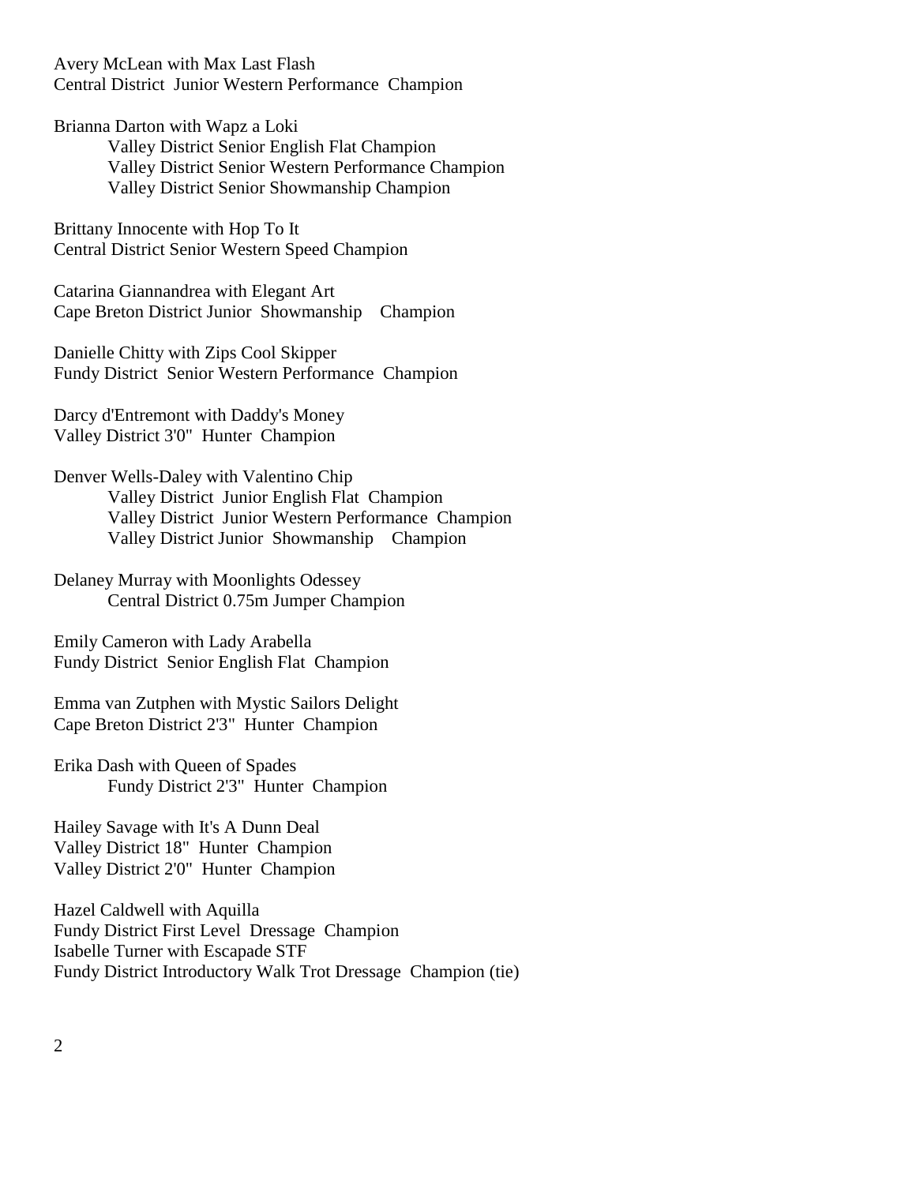Avery McLean with Max Last Flash
Central District Junior Western Performance Champion

Brianna Darton with Wapz a Loki
Valley District Senior English Flat Champion
Valley District Senior Western Performance Champion
Valley District Senior Showmanship Champion

Brittany Innocente with Hop To It
Central District Senior Western Speed Champion

Catarina Giannandrea with Elegant Art
Cape Breton District Junior Showmanship Champion

Danielle Chitty with Zips Cool Skipper
Fundy District Senior Western Performance Champion

Darcy d'Entremont with Daddy's Money
Valley District 3'0" Hunter Champion

Denver Wells-Daley with Valentino Chip
Valley District Junior English Flat Champion
Valley District Junior Western Performance Champion
Valley District Junior Showmanship Champion

Delaney Murray with Moonlights Odessey
Central District 0.75m Jumper Champion

Emily Cameron with Lady Arabella
Fundy District Senior English Flat Champion

Emma van Zutphen with Mystic Sailors Delight
Cape Breton District 2'3" Hunter Champion

Erika Dash with Queen of Spades
Fundy District 2'3" Hunter Champion

Hailey Savage with It's A Dunn Deal
Valley District 18" Hunter Champion
Valley District 2'0" Hunter Champion

Hazel Caldwell with Aquilla
Fundy District First Level Dressage Champion
Isabelle Turner with Escapade STF
Fundy District Introductory Walk Trot Dressage Champion (tie)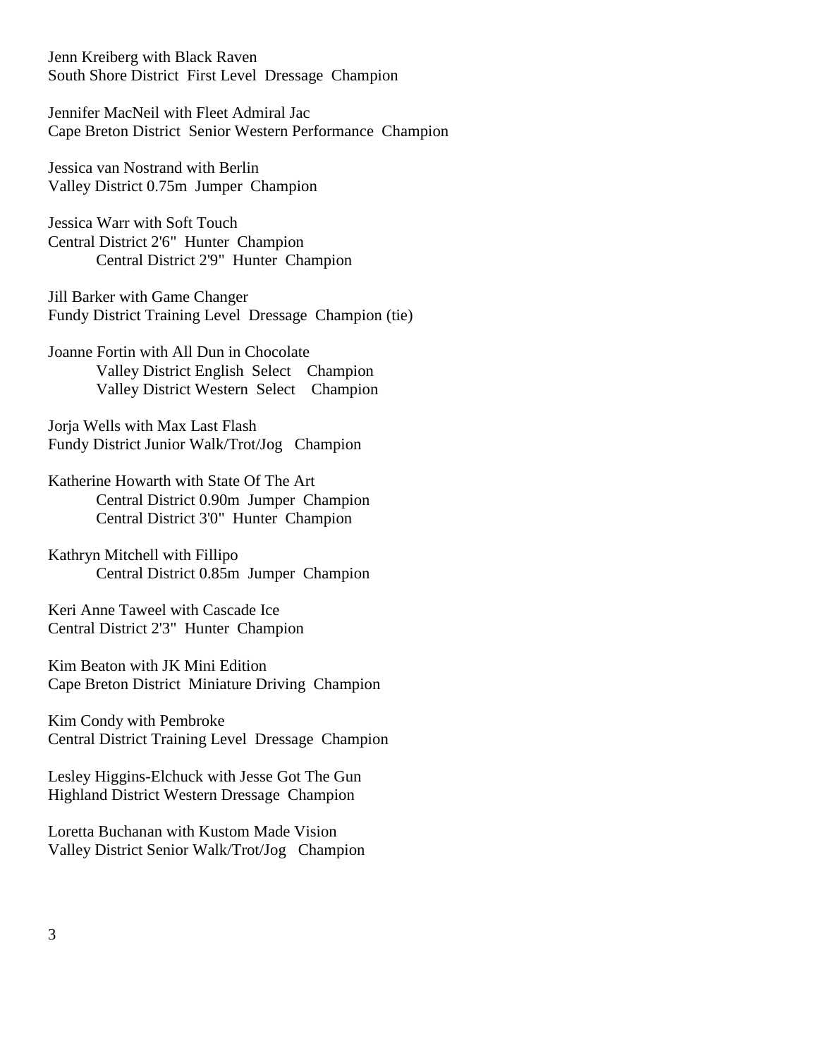Jenn Kreiberg with Black Raven
South Shore District First Level Dressage Champion

Jennifer MacNeil with Fleet Admiral Jac
Cape Breton District Senior Western Performance Champion

Jessica van Nostrand with Berlin
Valley District 0.75m Jumper Champion

Jessica Warr with Soft Touch
Central District 2'6" Hunter Champion
Central District 2'9" Hunter Champion

Jill Barker with Game Changer
Fundy District Training Level Dressage Champion (tie)

Joanne Fortin with All Dun in Chocolate
Valley District English Select Champion
Valley District Western Select Champion

Jorja Wells with Max Last Flash
Fundy District Junior Walk/Trot/Jog Champion

Katherine Howarth with State Of The Art
Central District 0.90m Jumper Champion
Central District 3'0" Hunter Champion

Kathryn Mitchell with Fillipo
Central District 0.85m Jumper Champion

Keri Anne Taweel with Cascade Ice
Central District 2'3" Hunter Champion

Kim Beaton with JK Mini Edition
Cape Breton District Miniature Driving Champion

Kim Condy with Pembroke
Central District Training Level Dressage Champion

Lesley Higgins-Elchuck with Jesse Got The Gun
Highland District Western Dressage Champion

Loretta Buchanan with Kustom Made Vision
Valley District Senior Walk/Trot/Jog Champion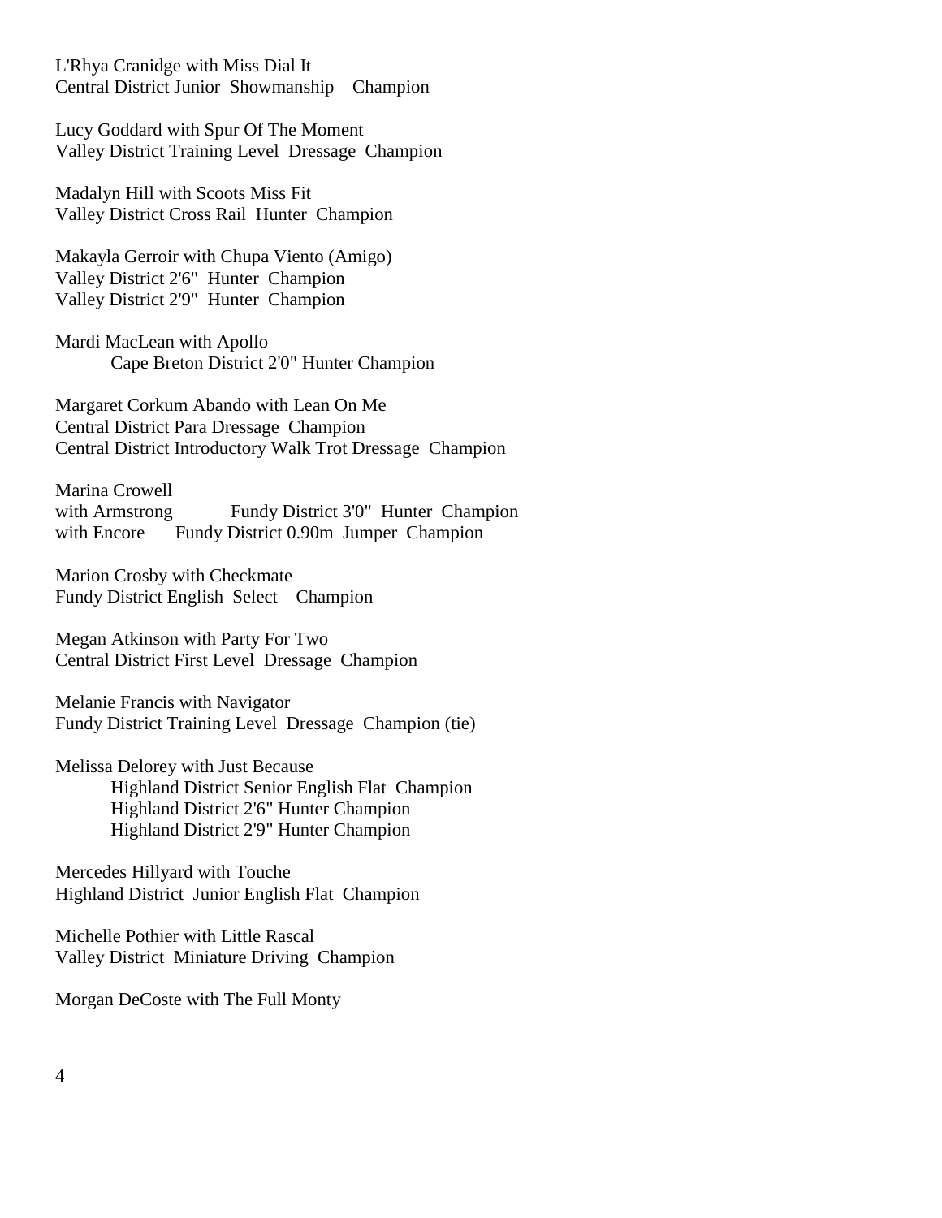L'Rhya Cranidge with Miss Dial It
Central District Junior Showmanship Champion

Lucy Goddard with Spur Of The Moment
Valley District Training Level Dressage Champion

Madalyn Hill with Scoots Miss Fit
Valley District Cross Rail Hunter Champion

Makayla Gerroir with Chupa Viento (Amigo)
Valley District 2'6" Hunter Champion
Valley District 2'9" Hunter Champion

Mardi MacLean with Apollo
Cape Breton District 2'0" Hunter Champion

Margaret Corkum Abando with Lean On Me
Central District Para Dressage Champion
Central District Introductory Walk Trot Dressage Champion

Marina Crowell
with Armstrong Fundy District 3'0" Hunter Champion
with Encore Fundy District 0.90m Jumper Champion

Marion Crosby with Checkmate
Fundy District English Select Champion

Megan Atkinson with Party For Two
Central District First Level Dressage Champion

Melanie Francis with Navigator
Fundy District Training Level Dressage Champion (tie)

Melissa Delorey with Just Because
Highland District Senior English Flat Champion
Highland District 2'6" Hunter Champion
Highland District 2'9" Hunter Champion

Mercedes Hillyard with Touche
Highland District Junior English Flat Champion

Michelle Pothier with Little Rascal
Valley District Miniature Driving Champion

Morgan DeCoste with The Full Monty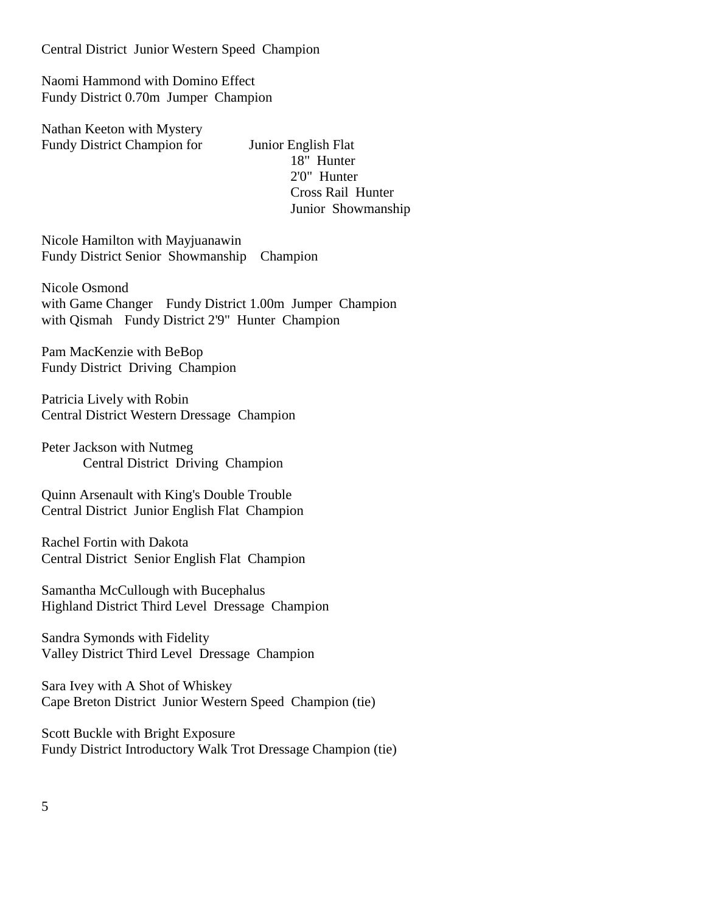Central District  Junior Western Speed  Champion

Naomi Hammond with Domino Effect
Fundy District 0.70m  Jumper  Champion

Nathan Keeton with Mystery
Fundy District Champion for
- Junior English Flat
- 18"  Hunter
- 2'0"  Hunter
- Cross Rail  Hunter
- Junior  Showmanship

Nicole Hamilton with Mayjuanawin
Fundy District Senior  Showmanship    Champion

Nicole Osmond
with Game Changer    Fundy District 1.00m  Jumper  Champion
with Qismah    Fundy District 2'9"  Hunter  Champion

Pam MacKenzie with BeBop
Fundy District  Driving  Champion

Patricia Lively with Robin
Central District Western Dressage  Champion

Peter Jackson with Nutmeg
Central District  Driving  Champion

Quinn Arsenault with King's Double Trouble
Central District  Junior English Flat  Champion

Rachel Fortin with Dakota
Central District  Senior English Flat  Champion

Samantha McCullough with Bucephalus
Highland District Third Level  Dressage  Champion

Sandra Symonds with Fidelity
Valley District Third Level  Dressage  Champion

Sara Ivey with A Shot of Whiskey
Cape Breton District  Junior Western Speed  Champion (tie)

Scott Buckle with Bright Exposure
Fundy District Introductory Walk Trot Dressage Champion (tie)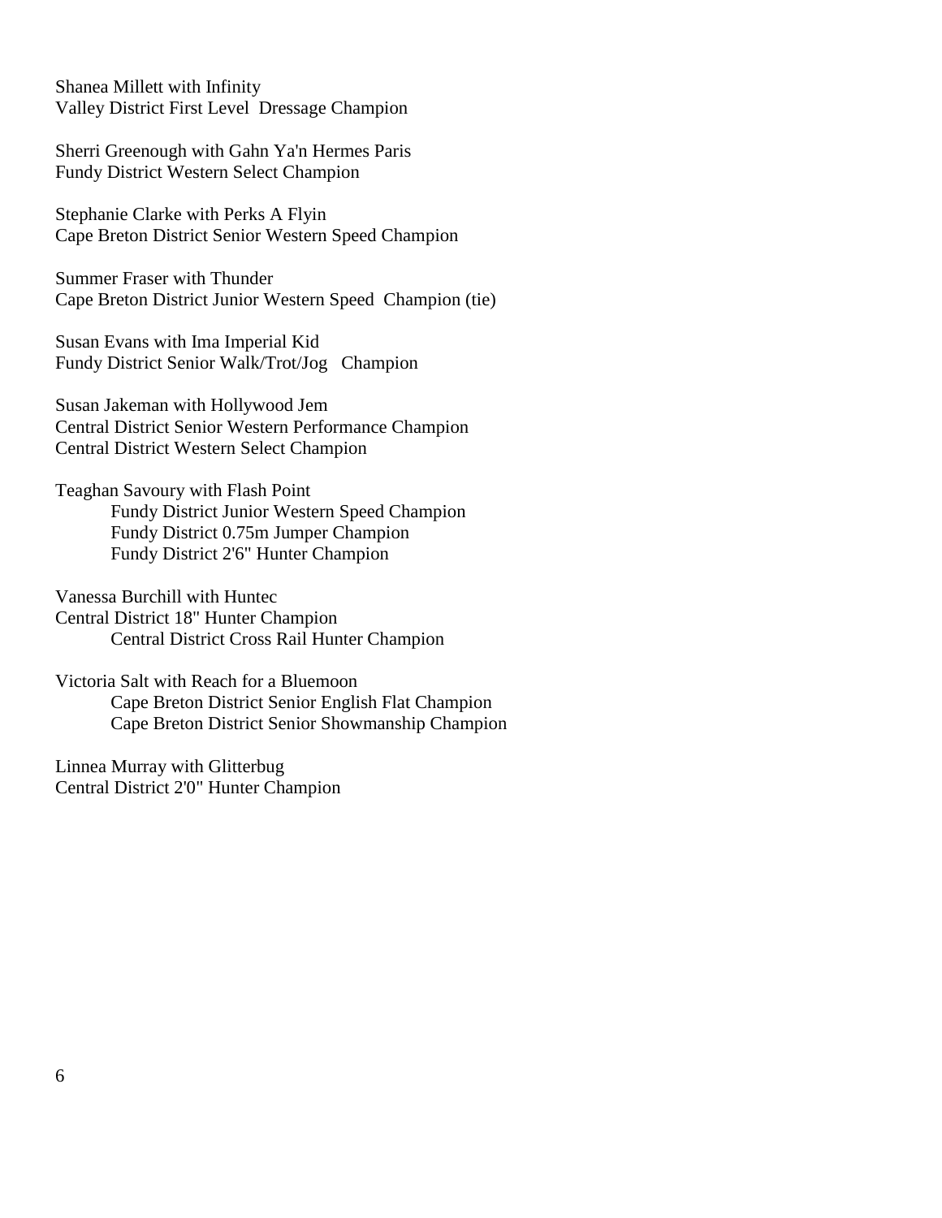Shanea Millett with Infinity
Valley District First Level Dressage Champion

Sherri Greenough with Gahn Ya'n Hermes Paris
Fundy District Western Select Champion

Stephanie Clarke with Perks A Flyin
Cape Breton District Senior Western Speed Champion

Summer Fraser with Thunder
Cape Breton District Junior Western Speed Champion (tie)

Susan Evans with Ima Imperial Kid
Fundy District Senior Walk/Trot/Jog Champion

Susan Jakeman with Hollywood Jem
Central District Senior Western Performance Champion
Central District Western Select Champion

Teaghan Savoury with Flash Point
Fundy District Junior Western Speed Champion
Fundy District 0.75m Jumper Champion
Fundy District 2'6" Hunter Champion

Vanessa Burchill with Huntec
Central District 18" Hunter Champion
Central District Cross Rail Hunter Champion

Victoria Salt with Reach for a Bluemoon
Cape Breton District Senior English Flat Champion
Cape Breton District Senior Showmanship Champion

Linnea Murray with Glitterbug
Central District 2'0" Hunter Champion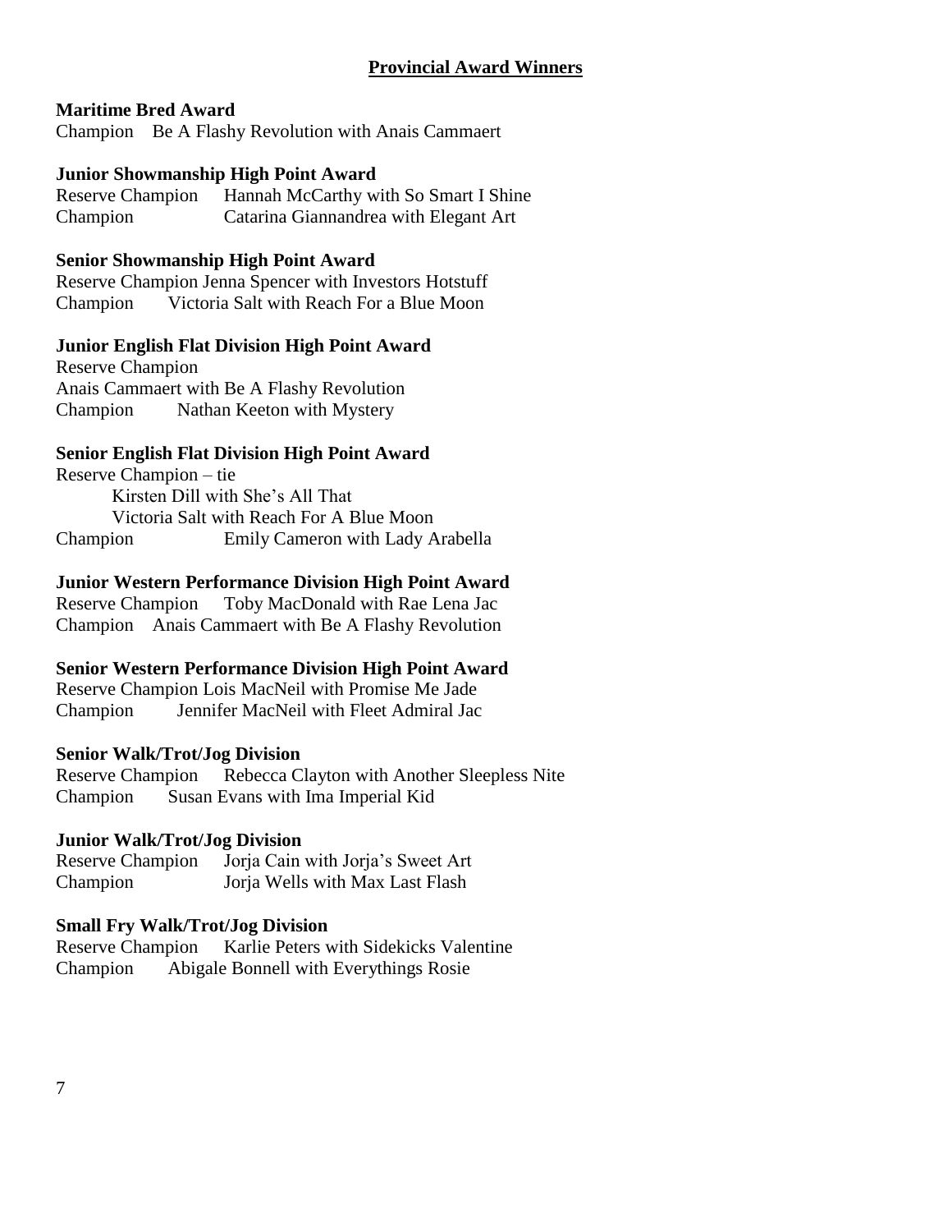## Provincial Award Winners

**Maritime Bred Award**
Champion Be A Flashy Revolution with Anais Cammaert

**Junior Showmanship High Point Award**
Reserve Champion Hannah McCarthy with So Smart I Shine
Champion Catarina Giannandrea with Elegant Art

**Senior Showmanship High Point Award**
Reserve Champion Jenna Spencer with Investors Hotstuff
Champion Victoria Salt with Reach For a Blue Moon

**Junior English Flat Division High Point Award**
Reserve Champion
Anais Cammaert with Be A Flashy Revolution
Champion Nathan Keeton with Mystery

**Senior English Flat Division High Point Award**
Reserve Champion – tie
Kirsten Dill with She's All That
Victoria Salt with Reach For A Blue Moon
Champion Emily Cameron with Lady Arabella

**Junior Western Performance Division High Point Award**
Reserve Champion Toby MacDonald with Rae Lena Jac
Champion Anais Cammaert with Be A Flashy Revolution

**Senior Western Performance Division High Point Award**
Reserve Champion Lois MacNeil with Promise Me Jade
Champion Jennifer MacNeil with Fleet Admiral Jac

**Senior Walk/Trot/Jog Division**
Reserve Champion Rebecca Clayton with Another Sleepless Nite
Champion Susan Evans with Ima Imperial Kid

**Junior Walk/Trot/Jog Division**
Reserve Champion Jorja Cain with Jorja's Sweet Art
Champion Jorja Wells with Max Last Flash

**Small Fry Walk/Trot/Jog Division**
Reserve Champion Karlie Peters with Sidekicks Valentine
Champion Abigale Bonnell with Everythings Rosie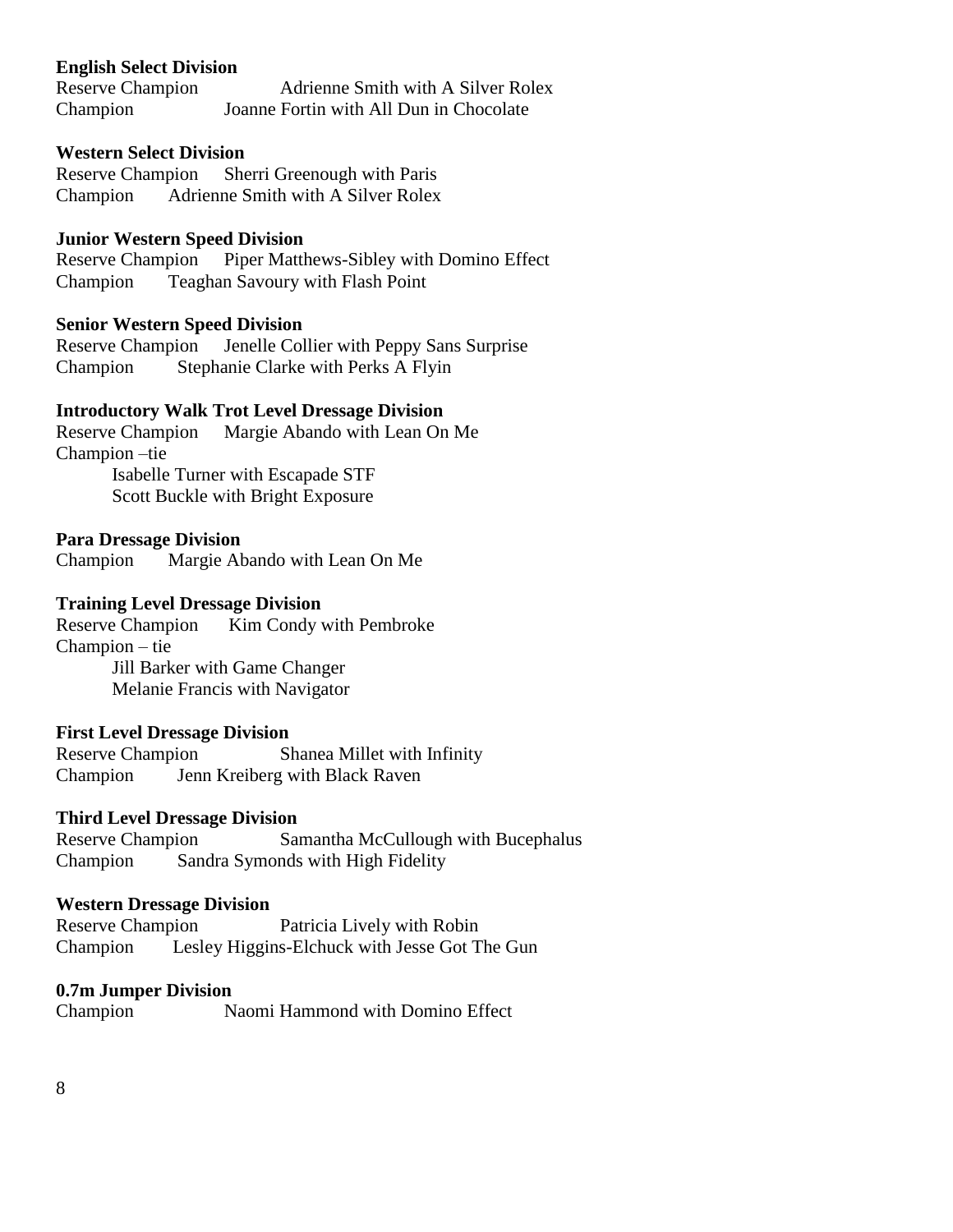**English Select Division**

Reserve Champion Adrienne Smith with A Silver Rolex
Champion Joanne Fortin with All Dun in Chocolate

**Western Select Division**

Reserve Champion Sherri Greenough with Paris
Champion Adrienne Smith with A Silver Rolex

**Junior Western Speed Division**

Reserve Champion Piper Matthews-Sibley with Domino Effect
Champion Teaghan Savoury with Flash Point

**Senior Western Speed Division**

Reserve Champion Jenelle Collier with Peppy Sans Surprise
Champion Stephanie Clarke with Perks A Flyin

**Introductory Walk Trot Level Dressage Division**

Reserve Champion Margie Abando with Lean On Me
Champion –tie
Isabelle Turner with Escapade STF
Scott Buckle with Bright Exposure

**Para Dressage Division**

Champion Margie Abando with Lean On Me

**Training Level Dressage Division**

Reserve Champion Kim Condy with Pembroke
Champion – tie
Jill Barker with Game Changer
Melanie Francis with Navigator

**First Level Dressage Division**

Reserve Champion Shanea Millet with Infinity
Champion Jenn Kreiberg with Black Raven

**Third Level Dressage Division**

Reserve Champion Samantha McCullough with Bucephalus
Champion Sandra Symonds with High Fidelity

**Western Dressage Division**

Reserve Champion Patricia Lively with Robin
Champion Lesley Higgins-Elchuck with Jesse Got The Gun

**0.7m Jumper Division**

Champion Naomi Hammond with Domino Effect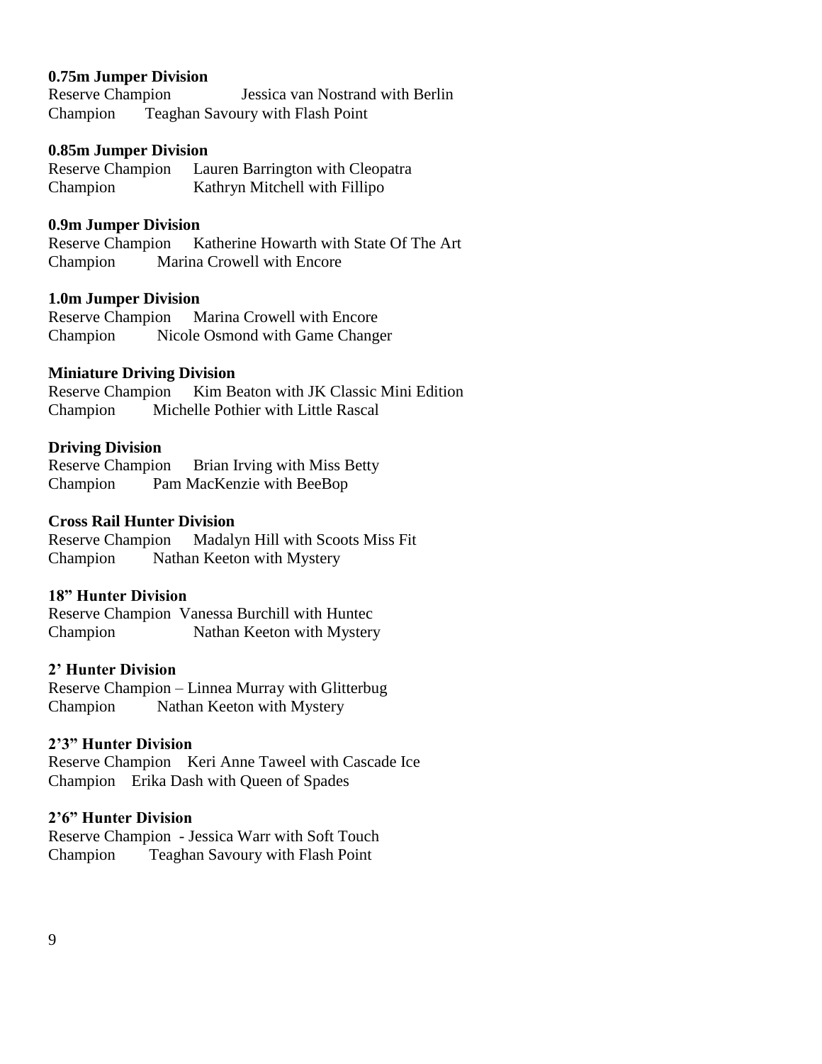**0.75m Jumper Division**
Reserve Champion Jessica van Nostrand with Berlin
Champion Teaghan Savoury with Flash Point

**0.85m Jumper Division**
Reserve Champion Lauren Barrington with Cleopatra
Champion Kathryn Mitchell with Fillipo

**0.9m Jumper Division**
Reserve Champion Katherine Howarth with State Of The Art
Champion Marina Crowell with Encore

**1.0m Jumper Division**
Reserve Champion Marina Crowell with Encore
Champion Nicole Osmond with Game Changer

**Miniature Driving Division**
Reserve Champion Kim Beaton with JK Classic Mini Edition
Champion Michelle Pothier with Little Rascal

**Driving Division**
Reserve Champion Brian Irving with Miss Betty
Champion Pam MacKenzie with BeeBop

**Cross Rail Hunter Division**
Reserve Champion Madalyn Hill with Scoots Miss Fit
Champion Nathan Keeton with Mystery

**18" Hunter Division**
Reserve Champion Vanessa Burchill with Huntec
Champion Nathan Keeton with Mystery

**2' Hunter Division**
Reserve Champion – Linnea Murray with Glitterbug
Champion Nathan Keeton with Mystery

**2'3" Hunter Division**
Reserve Champion Keri Anne Taweel with Cascade Ice
Champion Erika Dash with Queen of Spades

**2'6" Hunter Division**
Reserve Champion - Jessica Warr with Soft Touch
Champion Teaghan Savoury with Flash Point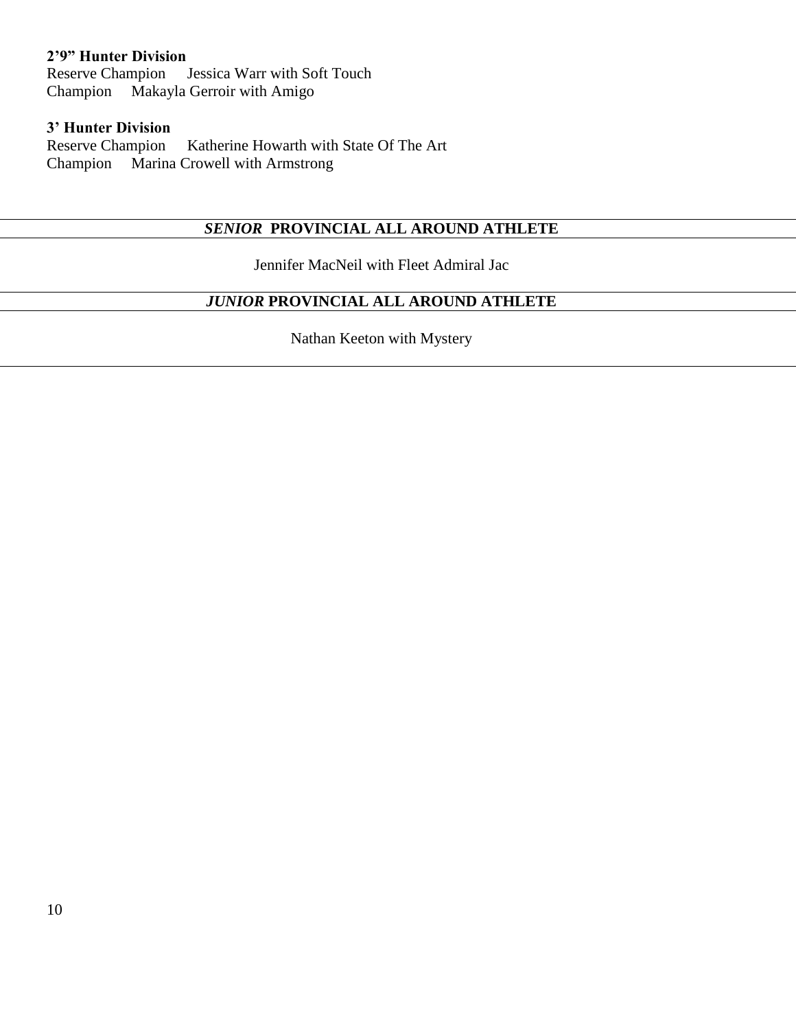**2’9” Hunter Division**
Reserve Champion Jessica Warr with Soft Touch
Champion Makayla Gerroir with Amigo

**3’ Hunter Division**
Reserve Champion Katherine Howarth with State Of The Art
Champion Marina Crowell with Armstrong

## ***SENIOR*** **PROVINCIAL ALL AROUND ATHLETE**

Jennifer MacNeil with Fleet Admiral Jac

## ***JUNIOR*** **PROVINCIAL ALL AROUND ATHLETE**

Nathan Keeton with Mystery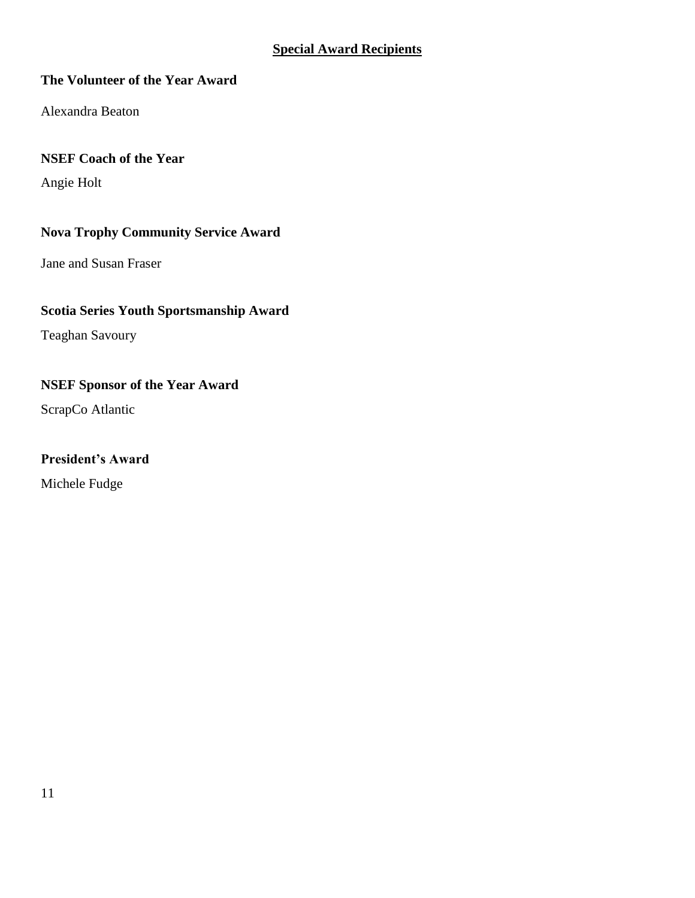## Special Award Recipients

**The Volunteer of the Year Award**

Alexandra Beaton

**NSEF Coach of the Year**

Angie Holt

**Nova Trophy Community Service Award**

Jane and Susan Fraser

**Scotia Series Youth Sportsmanship Award**

Teaghan Savoury

**NSEF Sponsor of the Year Award**

ScrapCo Atlantic

**President's Award**

Michele Fudge